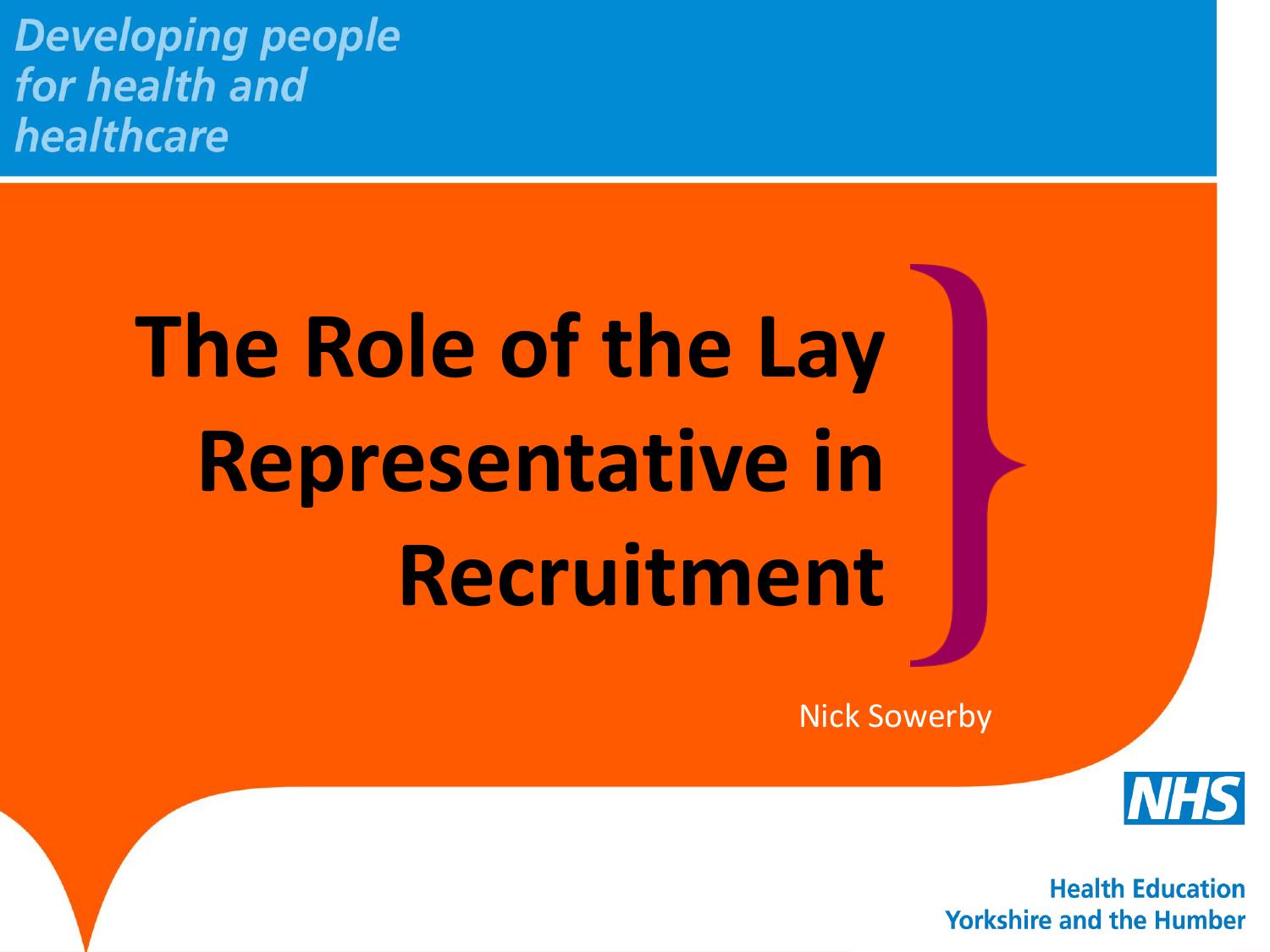*Developing people for health and healthcare*

# The Role of the Lay Representative in Recruitment

Nick Sowerby

NHS

Health Education Yorkshire and the Humber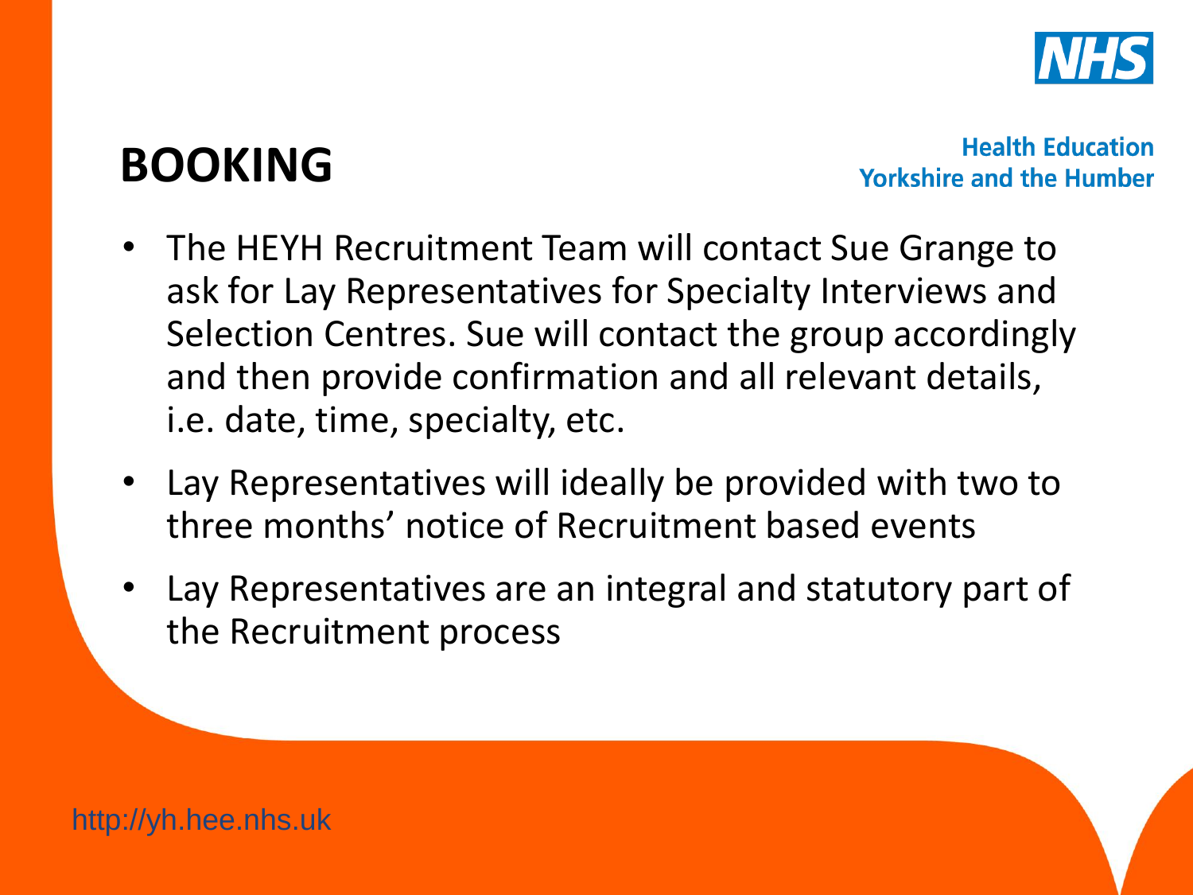# BOOKING

Health Education
Yorkshire and the Humber

- The HEYH Recruitment Team will contact Sue Grange to ask for Lay Representatives for Specialty Interviews and Selection Centres. Sue will contact the group accordingly and then provide confirmation and all relevant details, i.e. date, time, specialty, etc.
- Lay Representatives will ideally be provided with two to three months' notice of Recruitment based events
- Lay Representatives are an integral and statutory part of the Recruitment process

http://yh.hee.nhs.uk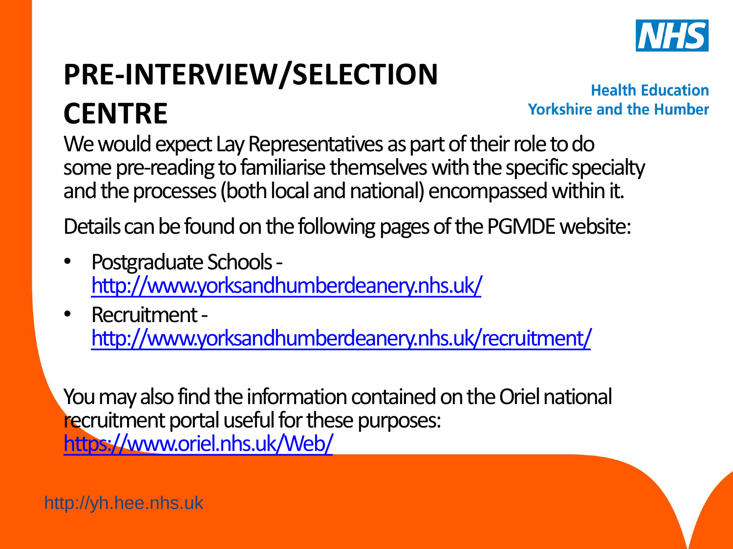# PRE-INTERVIEW/SELECTION CENTRE

We would expect Lay Representatives as part of their role to do some pre-reading to familiarise themselves with the specific specialty and the processes (both local and national) encompassed within it.

Details can be found on the following pages of the PGMDE website:

- Postgraduate Schools - http://www.yorksandhumberdeanery.nhs.uk/
- Recruitment - http://www.yorksandhumberdeanery.nhs.uk/recruitment/

You may also find the information contained on the Oriel national recruitment portal useful for these purposes: https://www.oriel.nhs.uk/Web/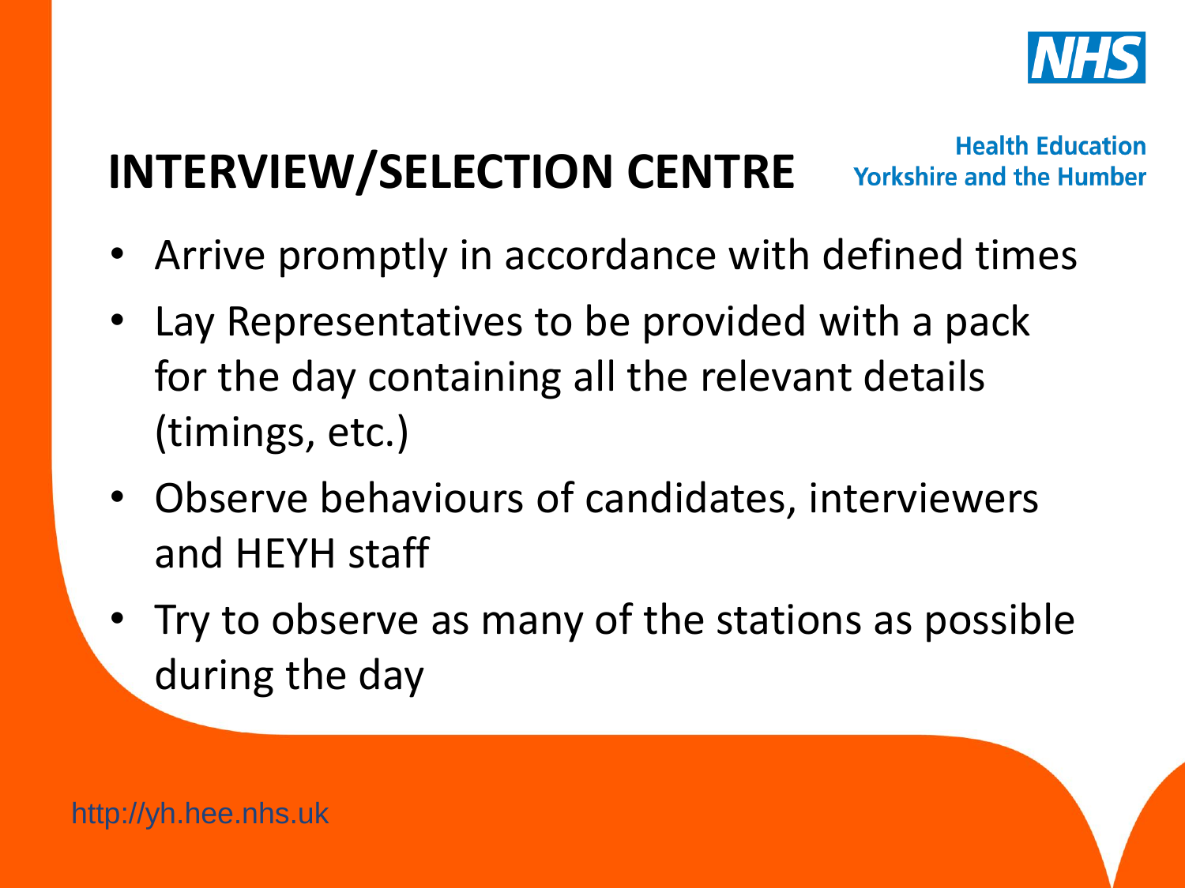# INTERVIEW/SELECTION CENTRE

- Arrive promptly in accordance with defined times
- Lay Representatives to be provided with a pack for the day containing all the relevant details (timings, etc.)
- Observe behaviours of candidates, interviewers and HEYH staff
- Try to observe as many of the stations as possible during the day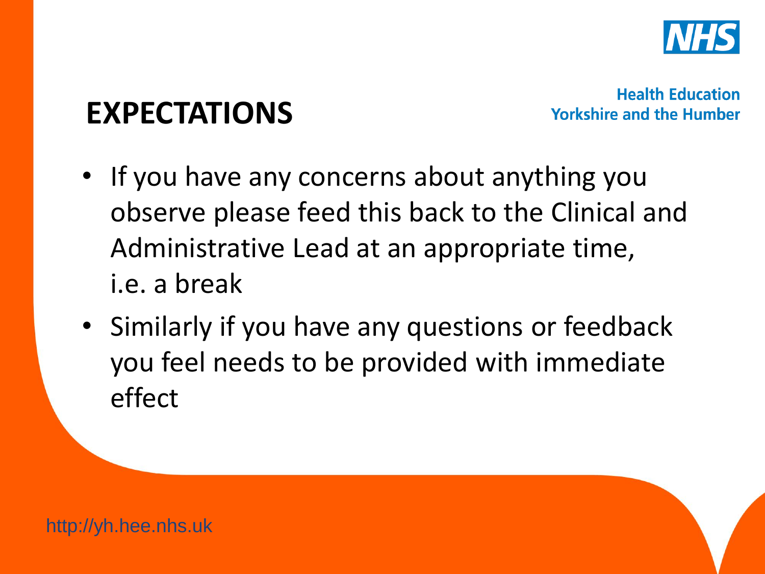# EXPECTATIONS

- If you have any concerns about anything you observe please feed this back to the Clinical and Administrative Lead at an appropriate time, i.e. a break
- Similarly if you have any questions or feedback you feel needs to be provided with immediate effect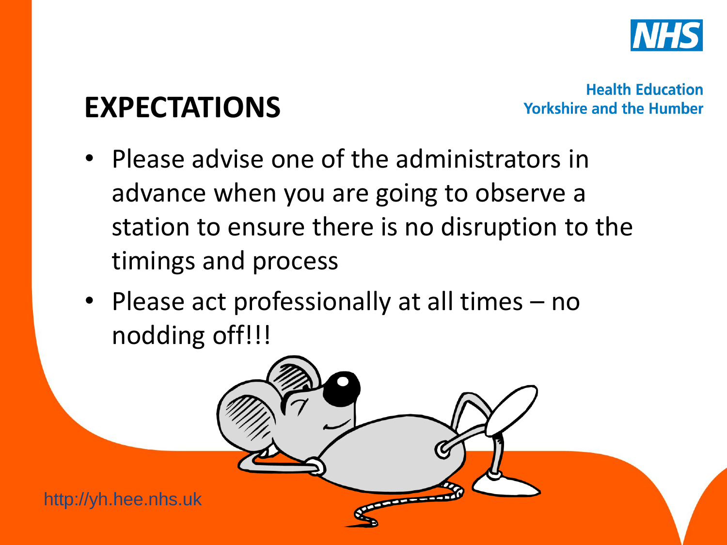Health Education
Yorkshire and the Humber

# EXPECTATIONS

- Please advise one of the administrators in advance when you are going to observe a station to ensure there is no disruption to the timings and process
- Please act professionally at all times – no nodding off!!!

http://yh.hee.nhs.uk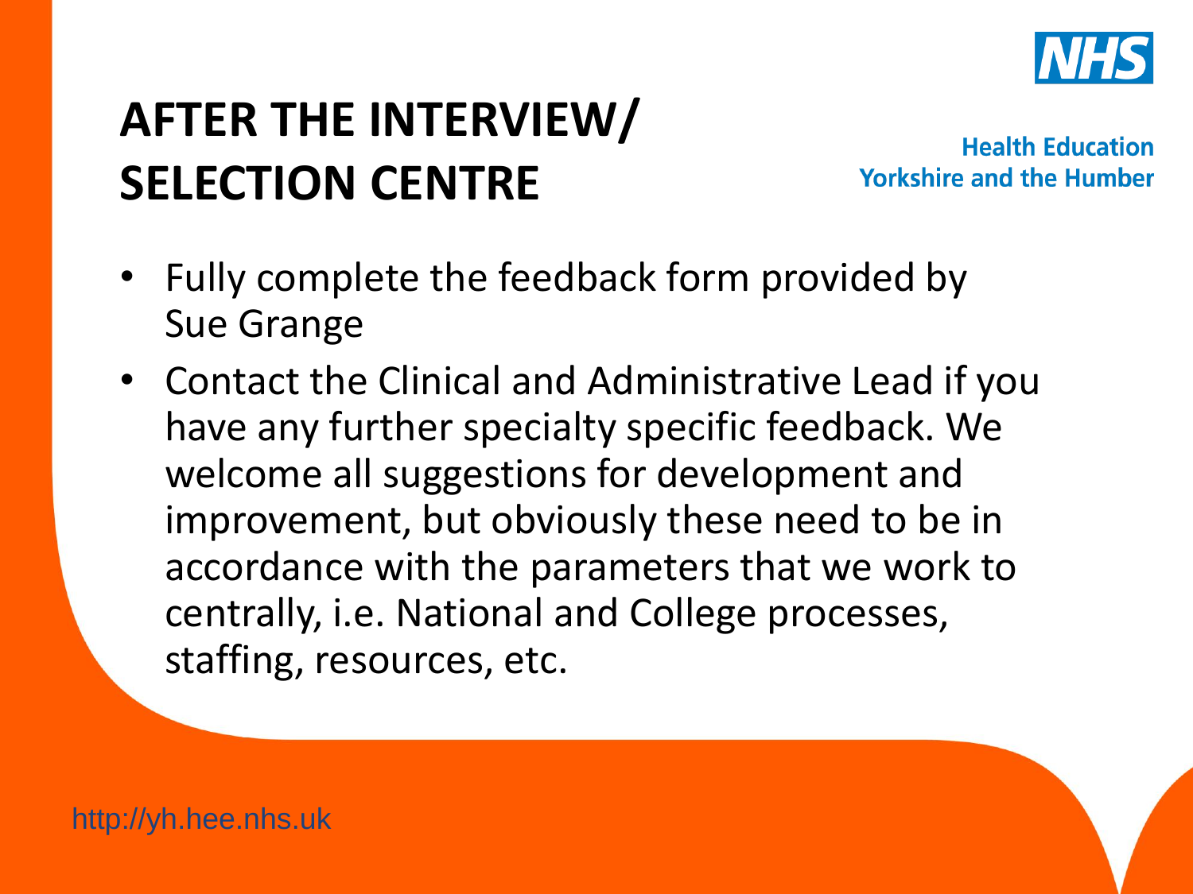# AFTER THE INTERVIEW/ SELECTION CENTRE

Health Education Yorkshire and the Humber

- Fully complete the feedback form provided by Sue Grange
- Contact the Clinical and Administrative Lead if you have any further specialty specific feedback. We welcome all suggestions for development and improvement, but obviously these need to be in accordance with the parameters that we work to centrally, i.e. National and College processes, staffing, resources, etc.

http://yh.hee.nhs.uk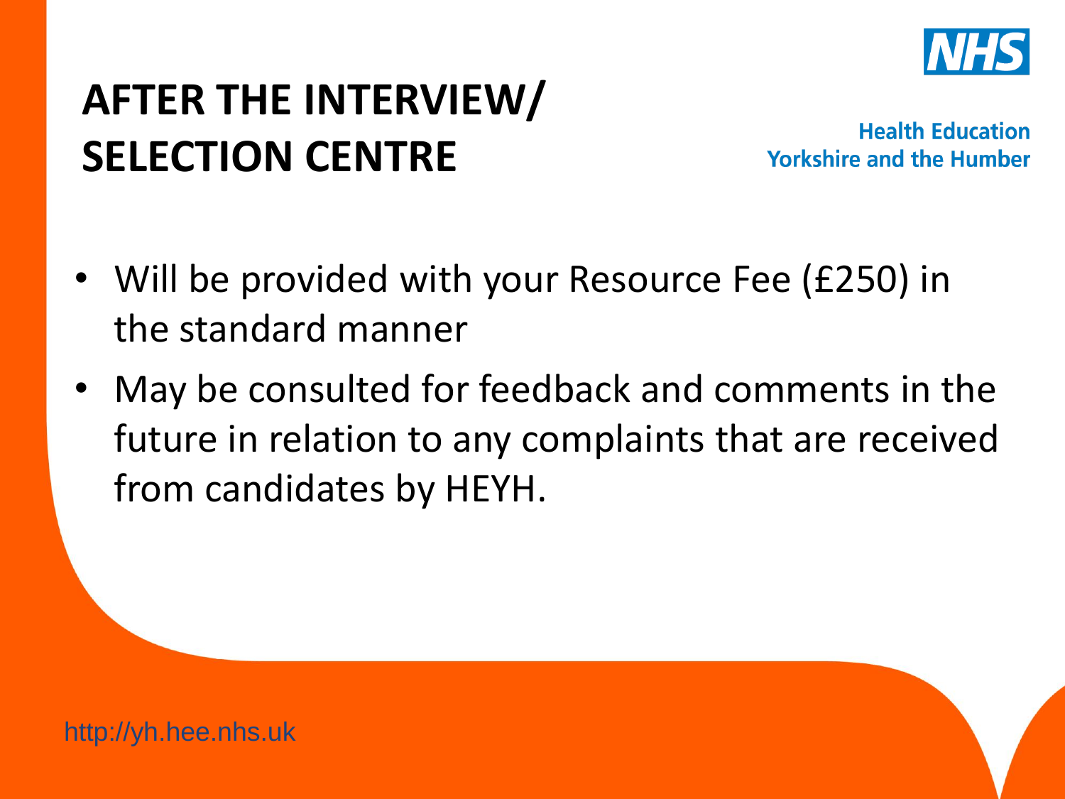# AFTER THE INTERVIEW/ SELECTION CENTRE

Health Education Yorkshire and the Humber

- Will be provided with your Resource Fee (£250) in the standard manner
- May be consulted for feedback and comments in the future in relation to any complaints that are received from candidates by HEYH.

http://yh.hee.nhs.uk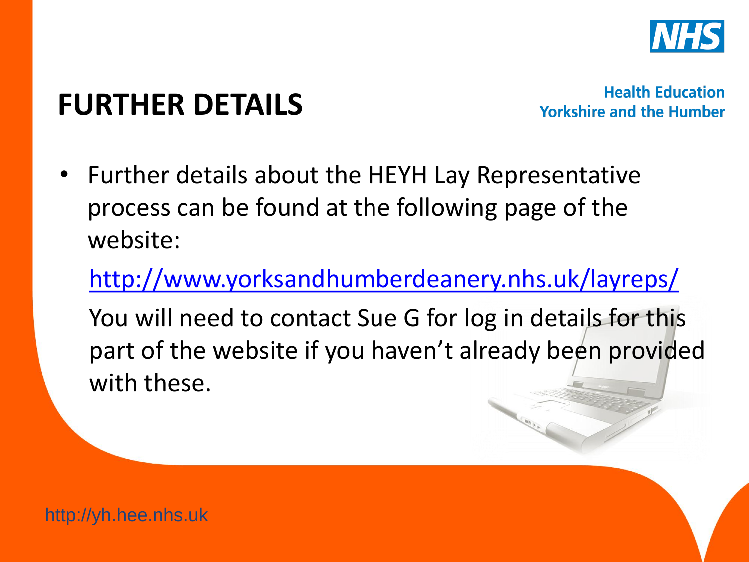# FURTHER DETAILS

- Further details about the HEYH Lay Representative process can be found at the following page of the website:

  http://www.yorksandhumberdeanery.nhs.uk/layreps/

  You will need to contact Sue G for log in details for this part of the website if you haven't already been provided with these.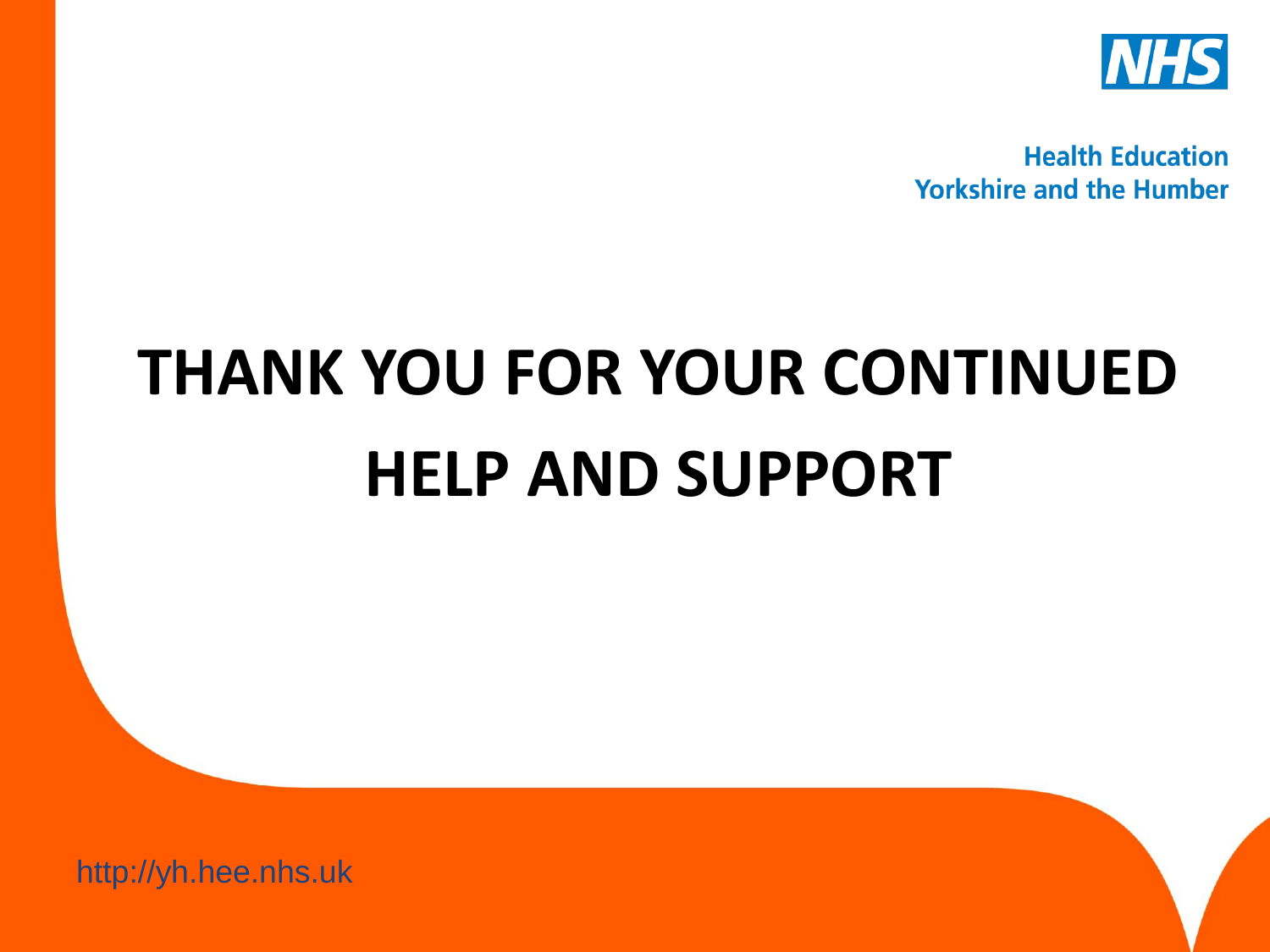NHS

Health Education
Yorkshire and the Humber

# THANK YOU FOR YOUR CONTINUED HELP AND SUPPORT

http://yh.hee.nhs.uk